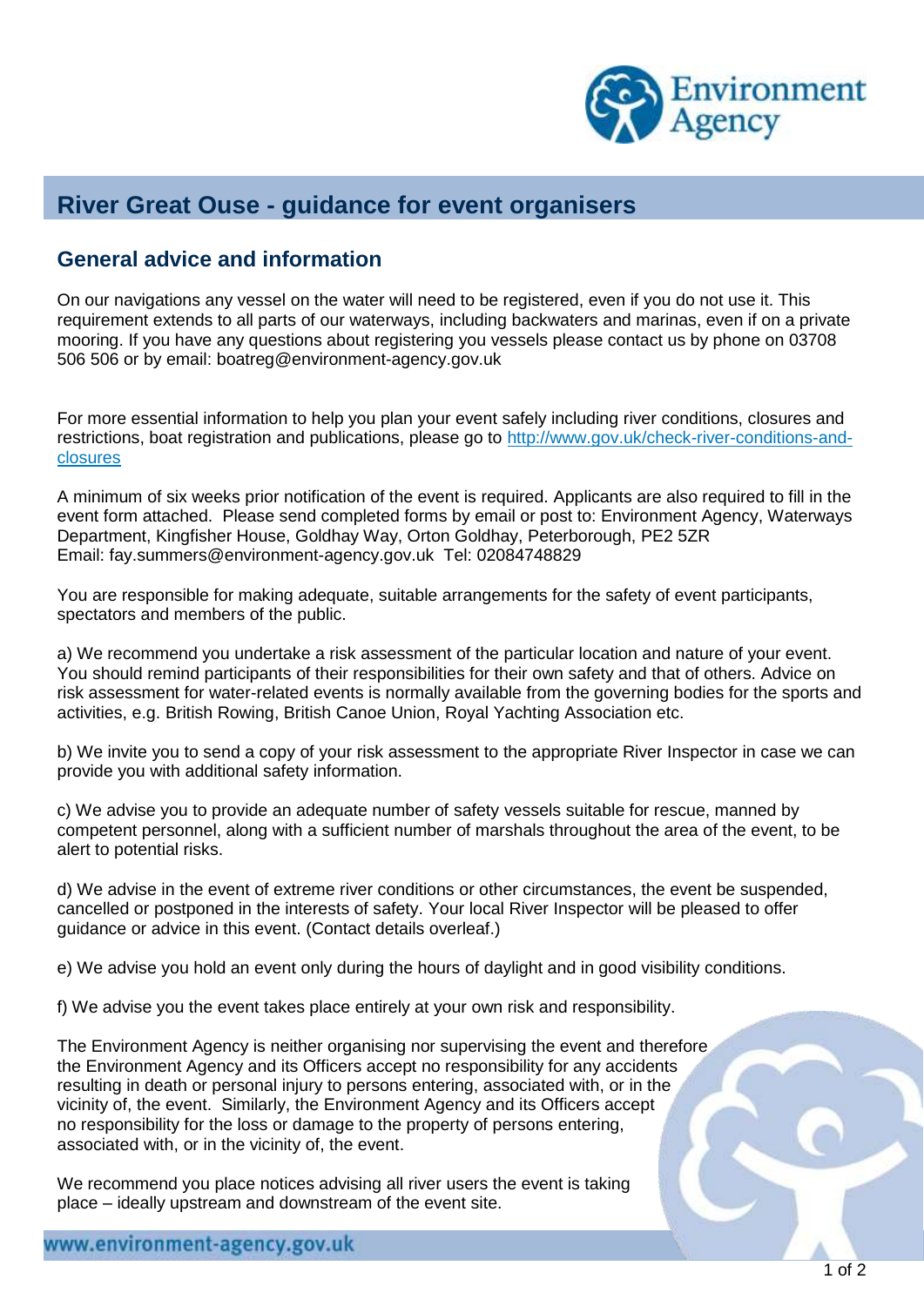# River Great Ouse - guidance for event organisers

## General advice and information

On our navigations any vessel on the water will need to be registered, even if you do not use it. This requirement extends to all parts of our waterways, including backwaters and marinas, even if on a private mooring. If you have any questions about registering you vessels please contact us by phone on 03708 506 506 or by email: boatreg@environment-agency.gov.uk

For more essential information to help you plan your event safely including river conditions, closures and restrictions, boat registration and publications, please go to [http://www.gov.uk/check-river-conditions-and-closures](http://www.gov.uk/check-river-conditions-and-closures)

A minimum of six weeks prior notification of the event is required. Applicants are also required to fill in the event form attached. Please send completed forms by email or post to: Environment Agency, Waterways Department, Kingfisher House, Goldhay Way, Orton Goldhay, Peterborough, PE2 5ZR
Email: fay.summers@environment-agency.gov.uk Tel: 02084748829

You are responsible for making adequate, suitable arrangements for the safety of event participants, spectators and members of the public.

a) We recommend you undertake a risk assessment of the particular location and nature of your event. You should remind participants of their responsibilities for their own safety and that of others. Advice on risk assessment for water-related events is normally available from the governing bodies for the sports and activities, e.g. British Rowing, British Canoe Union, Royal Yachting Association etc.

b) We invite you to send a copy of your risk assessment to the appropriate River Inspector in case we can provide you with additional safety information.

c) We advise you to provide an adequate number of safety vessels suitable for rescue, manned by competent personnel, along with a sufficient number of marshals throughout the area of the event, to be alert to potential risks.

d) We advise in the event of extreme river conditions or other circumstances, the event be suspended, cancelled or postponed in the interests of safety. Your local River Inspector will be pleased to offer guidance or advice in this event. (Contact details overleaf.)

e) We advise you hold an event only during the hours of daylight and in good visibility conditions.

f) We advise you the event takes place entirely at your own risk and responsibility.

The Environment Agency is neither organising nor supervising the event and therefore the Environment Agency and its Officers accept no responsibility for any accidents resulting in death or personal injury to persons entering, associated with, or in the vicinity of, the event. Similarly, the Environment Agency and its Officers accept no responsibility for the loss or damage to the property of persons entering, associated with, or in the vicinity of, the event.

We recommend you place notices advising all river users the event is taking place – ideally upstream and downstream of the event site.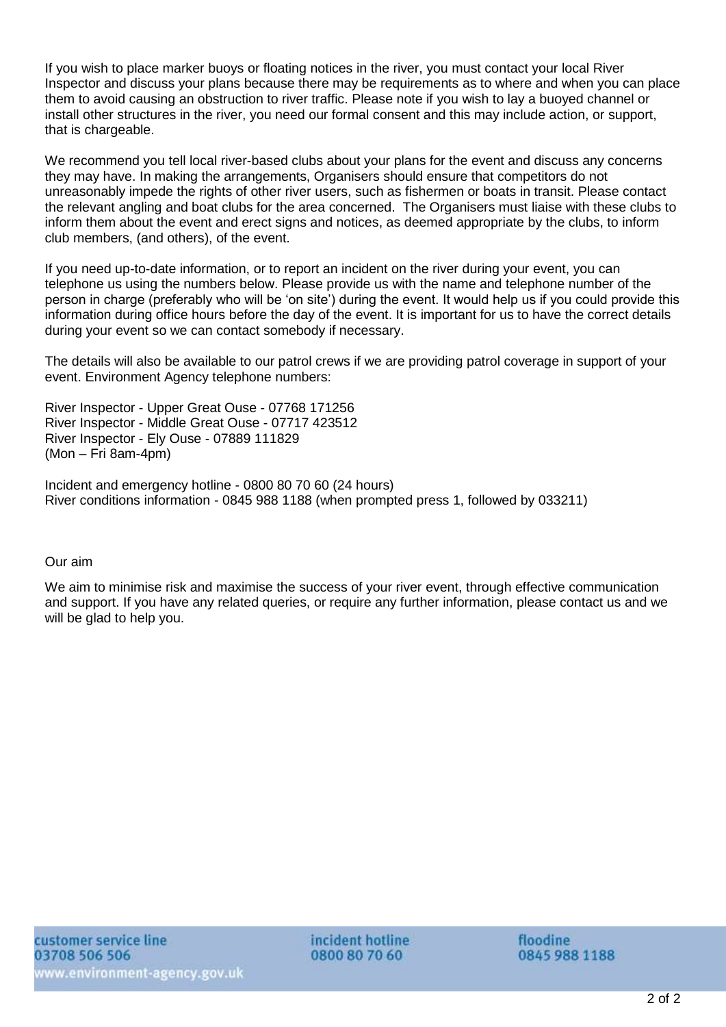If you wish to place marker buoys or floating notices in the river, you must contact your local River Inspector and discuss your plans because there may be requirements as to where and when you can place them to avoid causing an obstruction to river traffic. Please note if you wish to lay a buoyed channel or install other structures in the river, you need our formal consent and this may include action, or support, that is chargeable.

We recommend you tell local river-based clubs about your plans for the event and discuss any concerns they may have. In making the arrangements, Organisers should ensure that competitors do not unreasonably impede the rights of other river users, such as fishermen or boats in transit. Please contact the relevant angling and boat clubs for the area concerned. The Organisers must liaise with these clubs to inform them about the event and erect signs and notices, as deemed appropriate by the clubs, to inform club members, (and others), of the event.

If you need up-to-date information, or to report an incident on the river during your event, you can telephone us using the numbers below. Please provide us with the name and telephone number of the person in charge (preferably who will be 'on site') during the event. It would help us if you could provide this information during office hours before the day of the event. It is important for us to have the correct details during your event so we can contact somebody if necessary.

The details will also be available to our patrol crews if we are providing patrol coverage in support of your event. Environment Agency telephone numbers:

River Inspector - Upper Great Ouse - 07768 171256
River Inspector - Middle Great Ouse - 07717 423512
River Inspector - Ely Ouse - 07889 111829
(Mon – Fri 8am-4pm)

Incident and emergency hotline - 0800 80 70 60 (24 hours)
River conditions information - 0845 988 1188 (when prompted press 1, followed by 033211)

Our aim

We aim to minimise risk and maximise the success of your river event, through effective communication and support. If you have any related queries, or require any further information, please contact us and we will be glad to help you.

customer service line
03708 506 506
www.environment-agency.gov.uk

incident hotline
0800 80 70 60

floodine
0845 988 1188